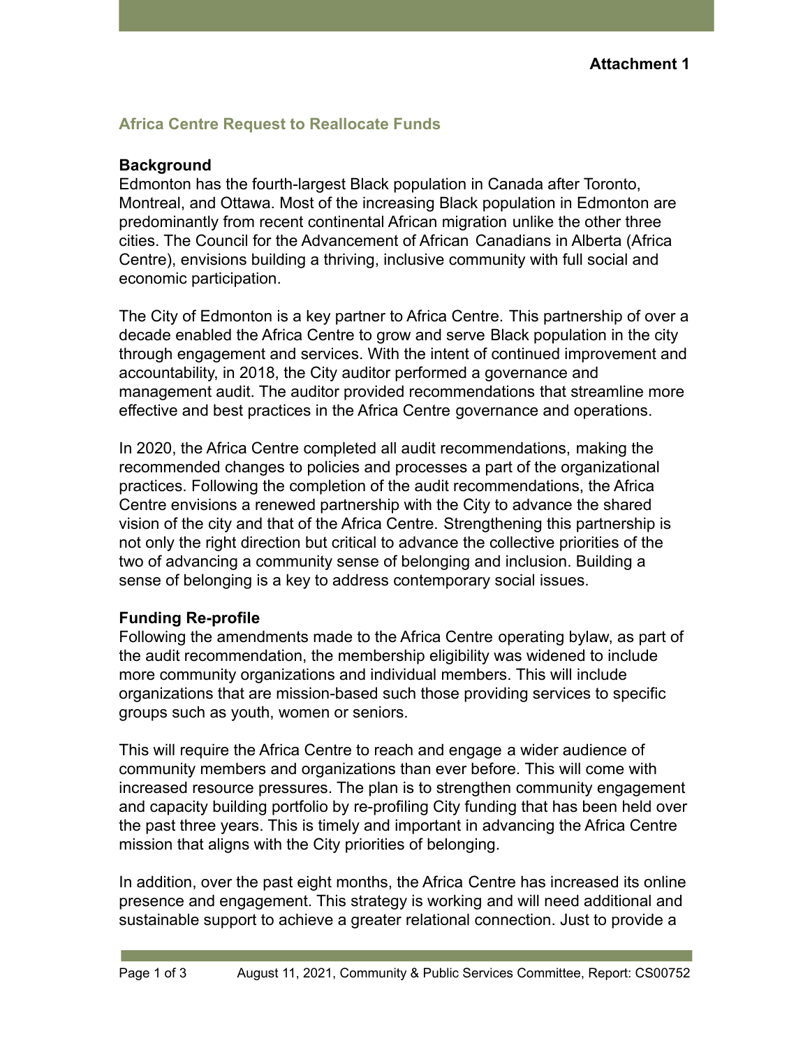**Attachment 1**

## Africa Centre Request to Reallocate Funds

### Background

Edmonton has the fourth-largest Black population in Canada after Toronto, Montreal, and Ottawa. Most of the increasing Black population in Edmonton are predominantly from recent continental African migration unlike the other three cities. The Council for the Advancement of African Canadians in Alberta (Africa Centre), envisions building a thriving, inclusive community with full social and economic participation.

The City of Edmonton is a key partner to Africa Centre. This partnership of over a decade enabled the Africa Centre to grow and serve Black population in the city through engagement and services. With the intent of continued improvement and accountability, in 2018, the City auditor performed a governance and management audit. The auditor provided recommendations that streamline more effective and best practices in the Africa Centre governance and operations.

In 2020, the Africa Centre completed all audit recommendations, making the recommended changes to policies and processes a part of the organizational practices. Following the completion of the audit recommendations, the Africa Centre envisions a renewed partnership with the City to advance the shared vision of the city and that of the Africa Centre. Strengthening this partnership is not only the right direction but critical to advance the collective priorities of the two of advancing a community sense of belonging and inclusion. Building a sense of belonging is a key to address contemporary social issues.

### Funding Re-profile

Following the amendments made to the Africa Centre operating bylaw, as part of the audit recommendation, the membership eligibility was widened to include more community organizations and individual members. This will include organizations that are mission-based such those providing services to specific groups such as youth, women or seniors.

This will require the Africa Centre to reach and engage a wider audience of community members and organizations than ever before. This will come with increased resource pressures. The plan is to strengthen community engagement and capacity building portfolio by re-profiling City funding that has been held over the past three years. This is timely and important in advancing the Africa Centre mission that aligns with the City priorities of belonging.

In addition, over the past eight months, the Africa Centre has increased its online presence and engagement. This strategy is working and will need additional and sustainable support to achieve a greater relational connection. Just to provide a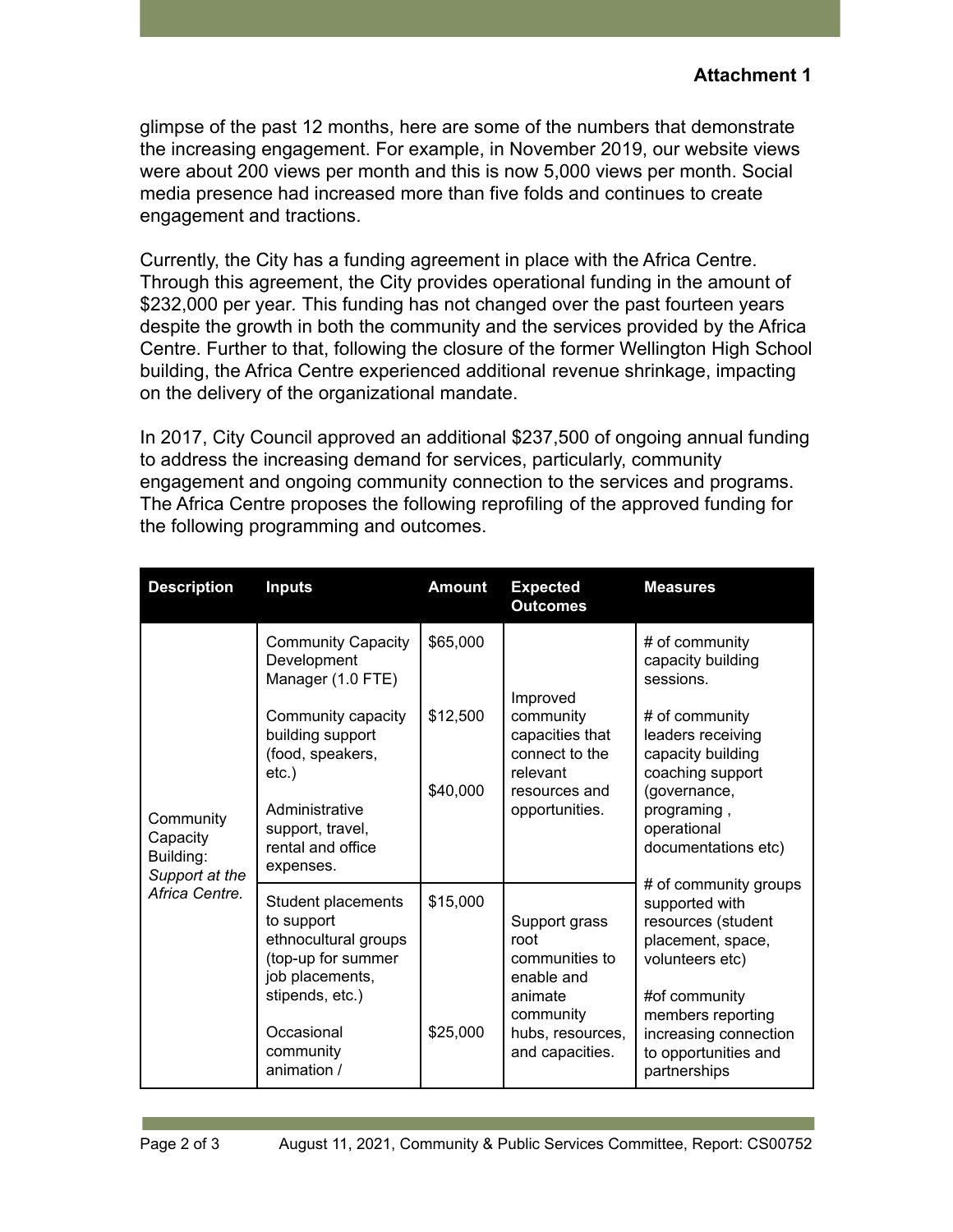glimpse of the past 12 months, here are some of the numbers that demonstrate the increasing engagement. For example, in November 2019, our website views were about 200 views per month and this is now 5,000 views per month. Social media presence had increased more than five folds and continues to create engagement and tractions.

Currently, the City has a funding agreement in place with the Africa Centre. Through this agreement, the City provides operational funding in the amount of $232,000 per year. This funding has not changed over the past fourteen years despite the growth in both the community and the services provided by the Africa Centre. Further to that, following the closure of the former Wellington High School building, the Africa Centre experienced additional revenue shrinkage, impacting on the delivery of the organizational mandate.

In 2017, City Council approved an additional $237,500 of ongoing annual funding to address the increasing demand for services, particularly, community engagement and ongoing community connection to the services and programs. The Africa Centre proposes the following reprofiling of the approved funding for the following programming and outcomes.

| Description | Inputs | Amount | Expected Outcomes | Measures |
|---|---|---|---|---|
| Community Capacity Building: *Support at the Africa Centre.* | Community Capacity Development Manager (1.0 FTE) | $65,000 | Improved community capacities that connect to the relevant resources and opportunities. | # of community capacity building sessions. |
| | Community capacity building support (food, speakers, etc.) | $12,500 | | # of community leaders receiving capacity building coaching support (governance, programing , operational documentations etc) |
| | Administrative support, travel, rental and office expenses. | $40,000 | | |
| | Student placements to support ethnocultural groups (top-up for summer job placements, stipends, etc.) | $15,000 | Support grass root communities to enable and animate community hubs, resources, and capacities. | # of community groups supported with resources (student placement, space, volunteers etc) |
| | Occasional community animation / | $25,000 | | #of community members reporting increasing connection to opportunities and partnerships |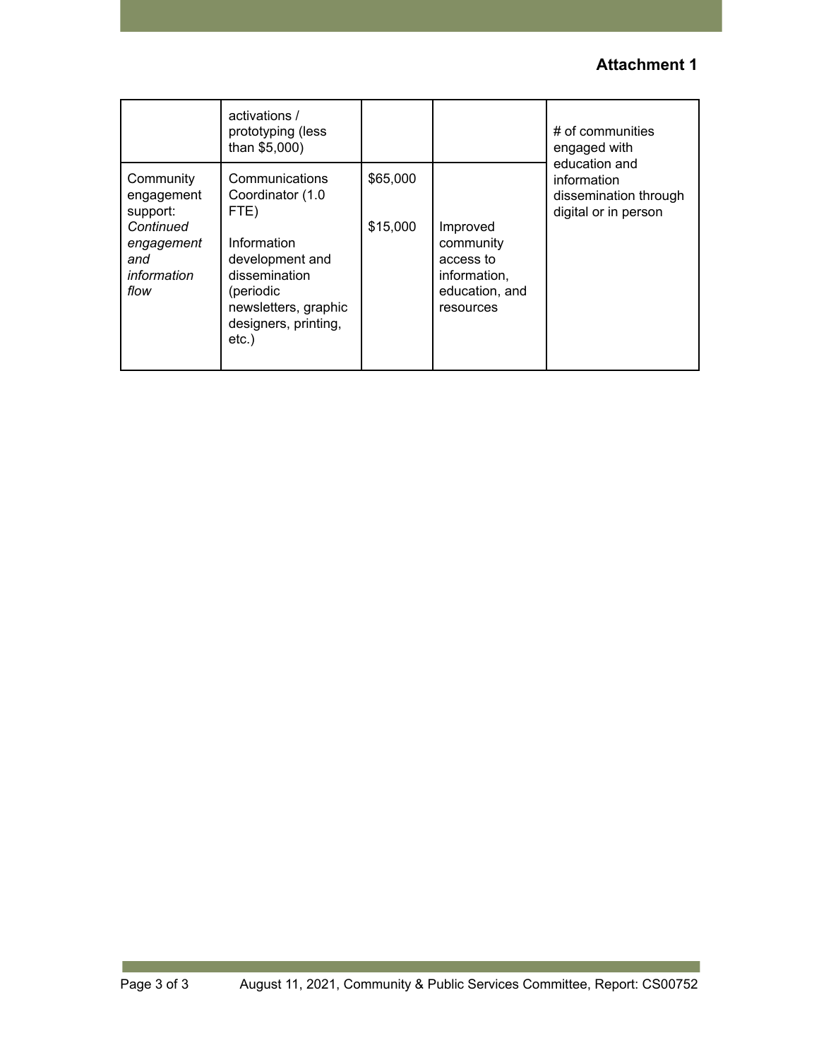**Attachment 1**

| | | | | |
|---|---|---|---|---|
| | activations / prototyping (less than $5,000) | | | # of communities engaged with education and information dissemination through digital or in person |
| Community engagement support: *Continued engagement and information flow* | Communications Coordinator (1.0 FTE)<br><br>Information development and dissemination (periodic newsletters, graphic designers, printing, etc.) | $65,000<br><br>$15,000 | Improved community access to information, education, and resources | |